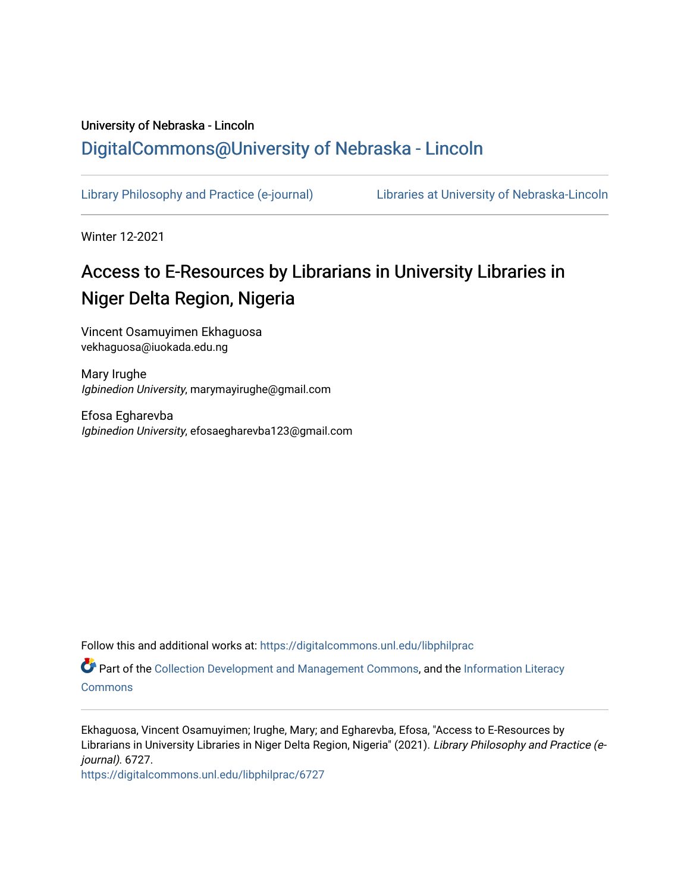University of Nebraska - Lincoln

DigitalCommons@University of Nebraska - Lincoln

Library Philosophy and Practice (e-journal)

Libraries at University of Nebraska-Lincoln

Winter 12-2021

# Access to E-Resources by Librarians in University Libraries in Niger Delta Region, Nigeria

Vincent Osamuyimen Ekhaguosa
vekhaguosa@iuokada.edu.ng

Mary Irughe
*Igbinedion University*, marymayirughe@gmail.com

Efosa Egharevba
*Igbinedion University*, efosaegharevba123@gmail.com

Follow this and additional works at: https://digitalcommons.unl.edu/libphilprac

Part of the Collection Development and Management Commons, and the Information Literacy Commons

Ekhaguosa, Vincent Osamuyimen; Irughe, Mary; and Egharevba, Efosa, "Access to E-Resources by Librarians in University Libraries in Niger Delta Region, Nigeria" (2021). *Library Philosophy and Practice (e-journal)*. 6727.
https://digitalcommons.unl.edu/libphilprac/6727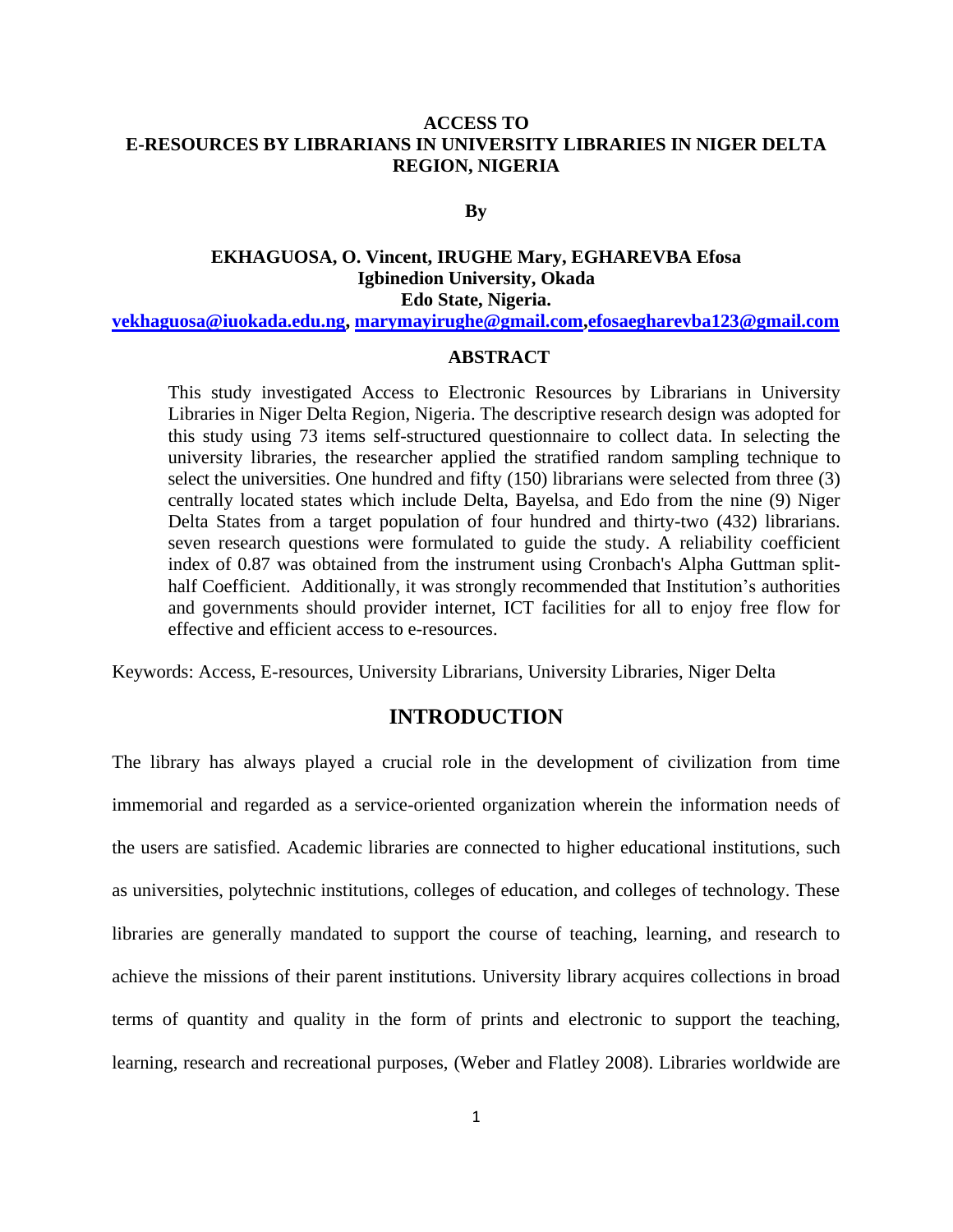# ACCESS TO E-RESOURCES BY LIBRARIANS IN UNIVERSITY LIBRARIES IN NIGER DELTA REGION, NIGERIA

**By**

**EKHAGUOSA, O. Vincent, IRUGHE Mary, EGHAREVBA Efosa**
**Igbinedion University, Okada**
**Edo State, Nigeria.**
vekhaguosa@iuokada.edu.ng, marymayirughe@gmail.com,efosaegharevba123@gmail.com

## ABSTRACT

This study investigated Access to Electronic Resources by Librarians in University Libraries in Niger Delta Region, Nigeria. The descriptive research design was adopted for this study using 73 items self-structured questionnaire to collect data. In selecting the university libraries, the researcher applied the stratified random sampling technique to select the universities. One hundred and fifty (150) librarians were selected from three (3) centrally located states which include Delta, Bayelsa, and Edo from the nine (9) Niger Delta States from a target population of four hundred and thirty-two (432) librarians. seven research questions were formulated to guide the study. A reliability coefficient index of 0.87 was obtained from the instrument using Cronbach's Alpha Guttman split-half Coefficient. Additionally, it was strongly recommended that Institution's authorities and governments should provider internet, ICT facilities for all to enjoy free flow for effective and efficient access to e-resources.

Keywords: Access, E-resources, University Librarians, University Libraries, Niger Delta

## INTRODUCTION

The library has always played a crucial role in the development of civilization from time immemorial and regarded as a service-oriented organization wherein the information needs of the users are satisfied. Academic libraries are connected to higher educational institutions, such as universities, polytechnic institutions, colleges of education, and colleges of technology. These libraries are generally mandated to support the course of teaching, learning, and research to achieve the missions of their parent institutions. University library acquires collections in broad terms of quantity and quality in the form of prints and electronic to support the teaching, learning, research and recreational purposes, (Weber and Flatley 2008). Libraries worldwide are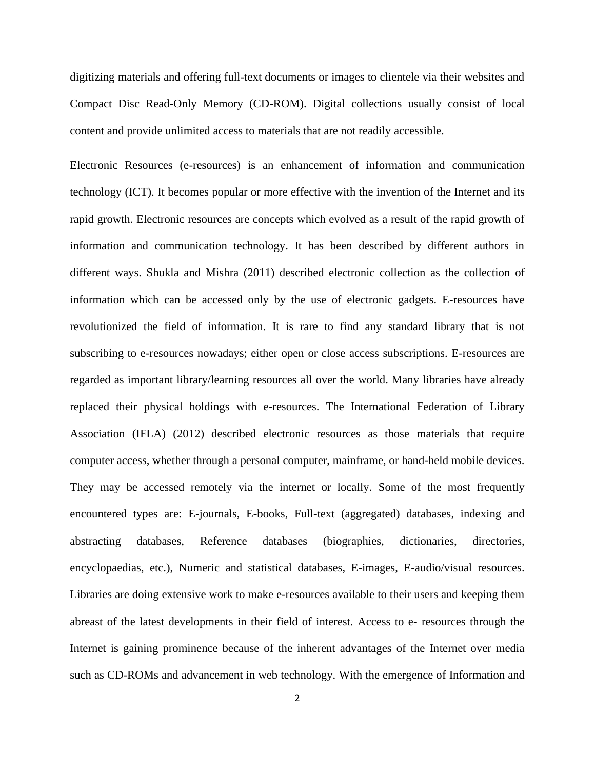digitizing materials and offering full-text documents or images to clientele via their websites and Compact Disc Read-Only Memory (CD-ROM). Digital collections usually consist of local content and provide unlimited access to materials that are not readily accessible.

Electronic Resources (e-resources) is an enhancement of information and communication technology (ICT). It becomes popular or more effective with the invention of the Internet and its rapid growth. Electronic resources are concepts which evolved as a result of the rapid growth of information and communication technology. It has been described by different authors in different ways. Shukla and Mishra (2011) described electronic collection as the collection of information which can be accessed only by the use of electronic gadgets. E-resources have revolutionized the field of information. It is rare to find any standard library that is not subscribing to e-resources nowadays; either open or close access subscriptions. E-resources are regarded as important library/learning resources all over the world. Many libraries have already replaced their physical holdings with e-resources. The International Federation of Library Association (IFLA) (2012) described electronic resources as those materials that require computer access, whether through a personal computer, mainframe, or hand-held mobile devices. They may be accessed remotely via the internet or locally. Some of the most frequently encountered types are: E-journals, E-books, Full-text (aggregated) databases, indexing and abstracting databases, Reference databases (biographies, dictionaries, directories, encyclopaedias, etc.), Numeric and statistical databases, E-images, E-audio/visual resources. Libraries are doing extensive work to make e-resources available to their users and keeping them abreast of the latest developments in their field of interest. Access to e- resources through the Internet is gaining prominence because of the inherent advantages of the Internet over media such as CD-ROMs and advancement in web technology. With the emergence of Information and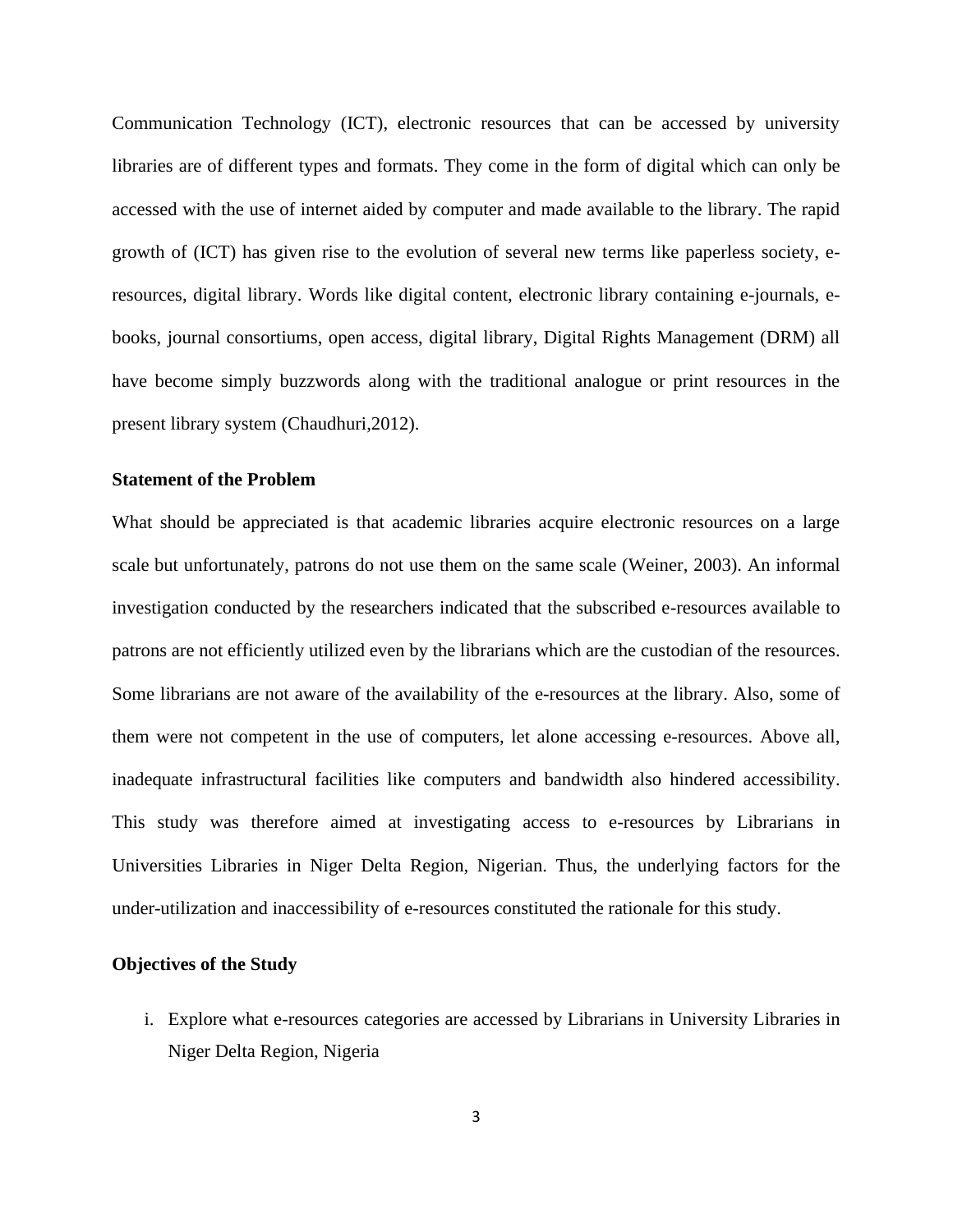Communication Technology (ICT), electronic resources that can be accessed by university libraries are of different types and formats. They come in the form of digital which can only be accessed with the use of internet aided by computer and made available to the library. The rapid growth of (ICT) has given rise to the evolution of several new terms like paperless society, e-resources, digital library. Words like digital content, electronic library containing e-journals, e-books, journal consortiums, open access, digital library, Digital Rights Management (DRM) all have become simply buzzwords along with the traditional analogue or print resources in the present library system (Chaudhuri,2012).

### Statement of the Problem

What should be appreciated is that academic libraries acquire electronic resources on a large scale but unfortunately, patrons do not use them on the same scale (Weiner, 2003). An informal investigation conducted by the researchers indicated that the subscribed e-resources available to patrons are not efficiently utilized even by the librarians which are the custodian of the resources. Some librarians are not aware of the availability of the e-resources at the library. Also, some of them were not competent in the use of computers, let alone accessing e-resources. Above all, inadequate infrastructural facilities like computers and bandwidth also hindered accessibility. This study was therefore aimed at investigating access to e-resources by Librarians in Universities Libraries in Niger Delta Region, Nigerian. Thus, the underlying factors for the under-utilization and inaccessibility of e-resources constituted the rationale for this study.

### Objectives of the Study

i. Explore what e-resources categories are accessed by Librarians in University Libraries in Niger Delta Region, Nigeria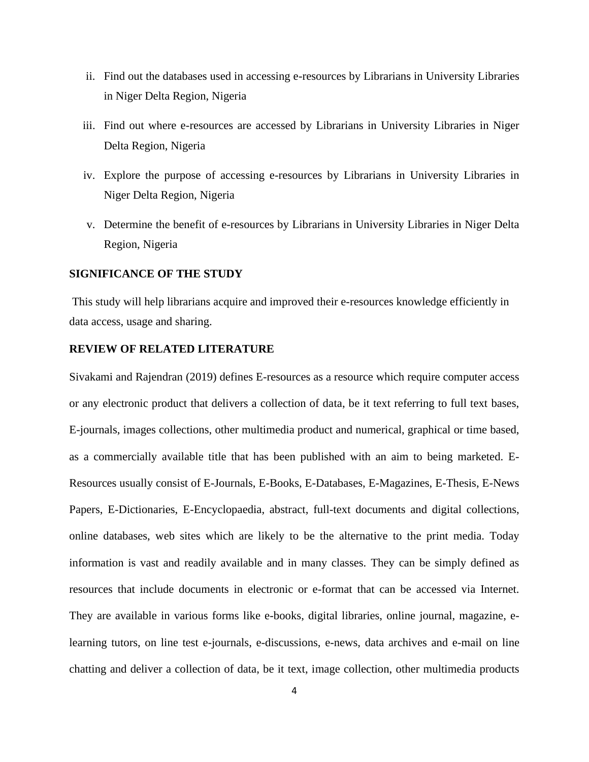ii. Find out the databases used in accessing e-resources by Librarians in University Libraries in Niger Delta Region, Nigeria

iii. Find out where e-resources are accessed by Librarians in University Libraries in Niger Delta Region, Nigeria

iv. Explore the purpose of accessing e-resources by Librarians in University Libraries in Niger Delta Region, Nigeria

v. Determine the benefit of e-resources by Librarians in University Libraries in Niger Delta Region, Nigeria

## SIGNIFICANCE OF THE STUDY

This study will help librarians acquire and improved their e-resources knowledge efficiently in data access, usage and sharing.

## REVIEW OF RELATED LITERATURE

Sivakami and Rajendran (2019) defines E-resources as a resource which require computer access or any electronic product that delivers a collection of data, be it text referring to full text bases, E-journals, images collections, other multimedia product and numerical, graphical or time based, as a commercially available title that has been published with an aim to being marketed. E-Resources usually consist of E-Journals, E-Books, E-Databases, E-Magazines, E-Thesis, E-News Papers, E-Dictionaries, E-Encyclopaedia, abstract, full-text documents and digital collections, online databases, web sites which are likely to be the alternative to the print media. Today information is vast and readily available and in many classes. They can be simply defined as resources that include documents in electronic or e-format that can be accessed via Internet. They are available in various forms like e-books, digital libraries, online journal, magazine, e-learning tutors, on line test e-journals, e-discussions, e-news, data archives and e-mail on line chatting and deliver a collection of data, be it text, image collection, other multimedia products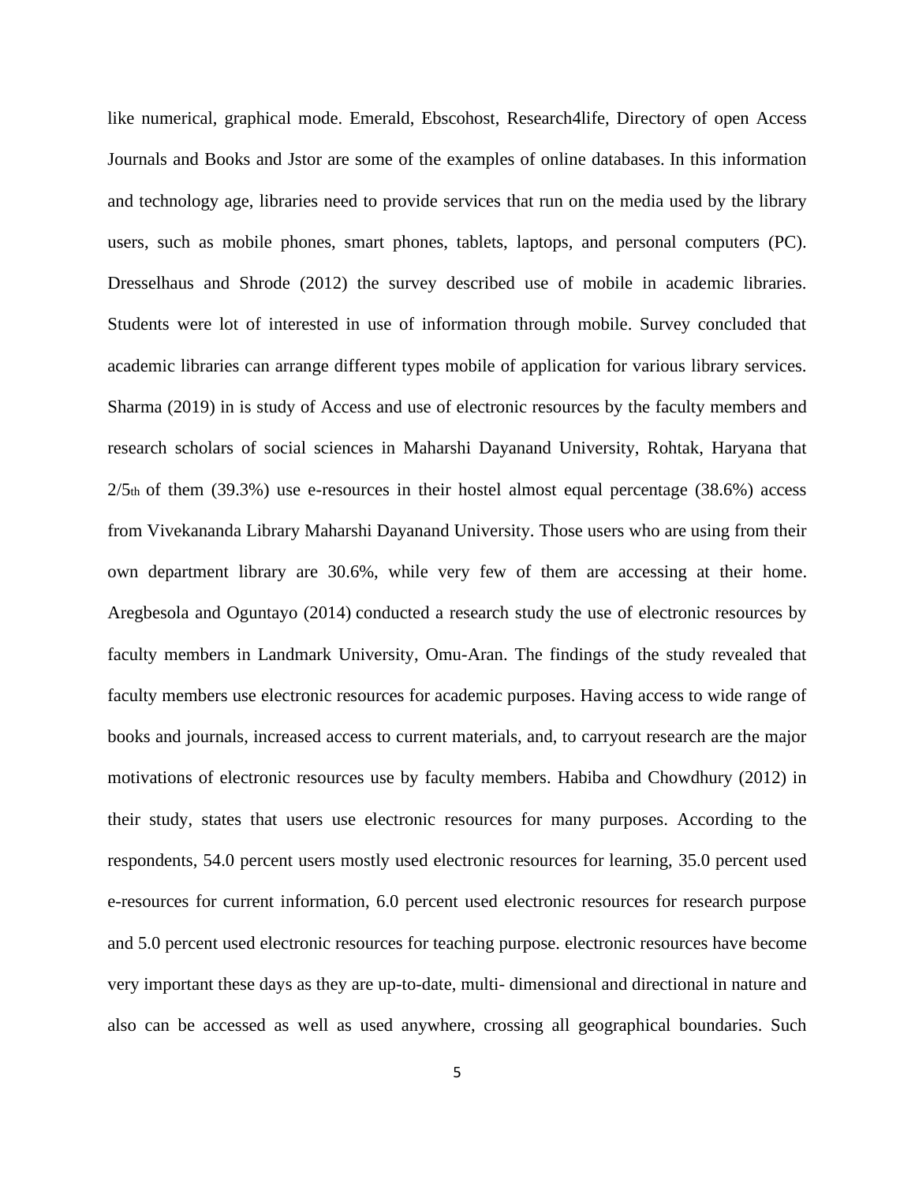like numerical, graphical mode. Emerald, Ebscohost, Research4life, Directory of open Access Journals and Books and Jstor are some of the examples of online databases. In this information and technology age, libraries need to provide services that run on the media used by the library users, such as mobile phones, smart phones, tablets, laptops, and personal computers (PC). Dresselhaus and Shrode (2012) the survey described use of mobile in academic libraries. Students were lot of interested in use of information through mobile. Survey concluded that academic libraries can arrange different types mobile of application for various library services. Sharma (2019) in is study of Access and use of electronic resources by the faculty members and research scholars of social sciences in Maharshi Dayanand University, Rohtak, Haryana that $2/5_{th}$ of them (39.3%) use e-resources in their hostel almost equal percentage (38.6%) access from Vivekananda Library Maharshi Dayanand University. Those users who are using from their own department library are 30.6%, while very few of them are accessing at their home. Aregbesola and Oguntayo (2014) conducted a research study the use of electronic resources by faculty members in Landmark University, Omu-Aran. The findings of the study revealed that faculty members use electronic resources for academic purposes. Having access to wide range of books and journals, increased access to current materials, and, to carryout research are the major motivations of electronic resources use by faculty members. Habiba and Chowdhury (2012) in their study, states that users use electronic resources for many purposes. According to the respondents, 54.0 percent users mostly used electronic resources for learning, 35.0 percent used e-resources for current information, 6.0 percent used electronic resources for research purpose and 5.0 percent used electronic resources for teaching purpose. electronic resources have become very important these days as they are up-to-date, multi- dimensional and directional in nature and also can be accessed as well as used anywhere, crossing all geographical boundaries. Such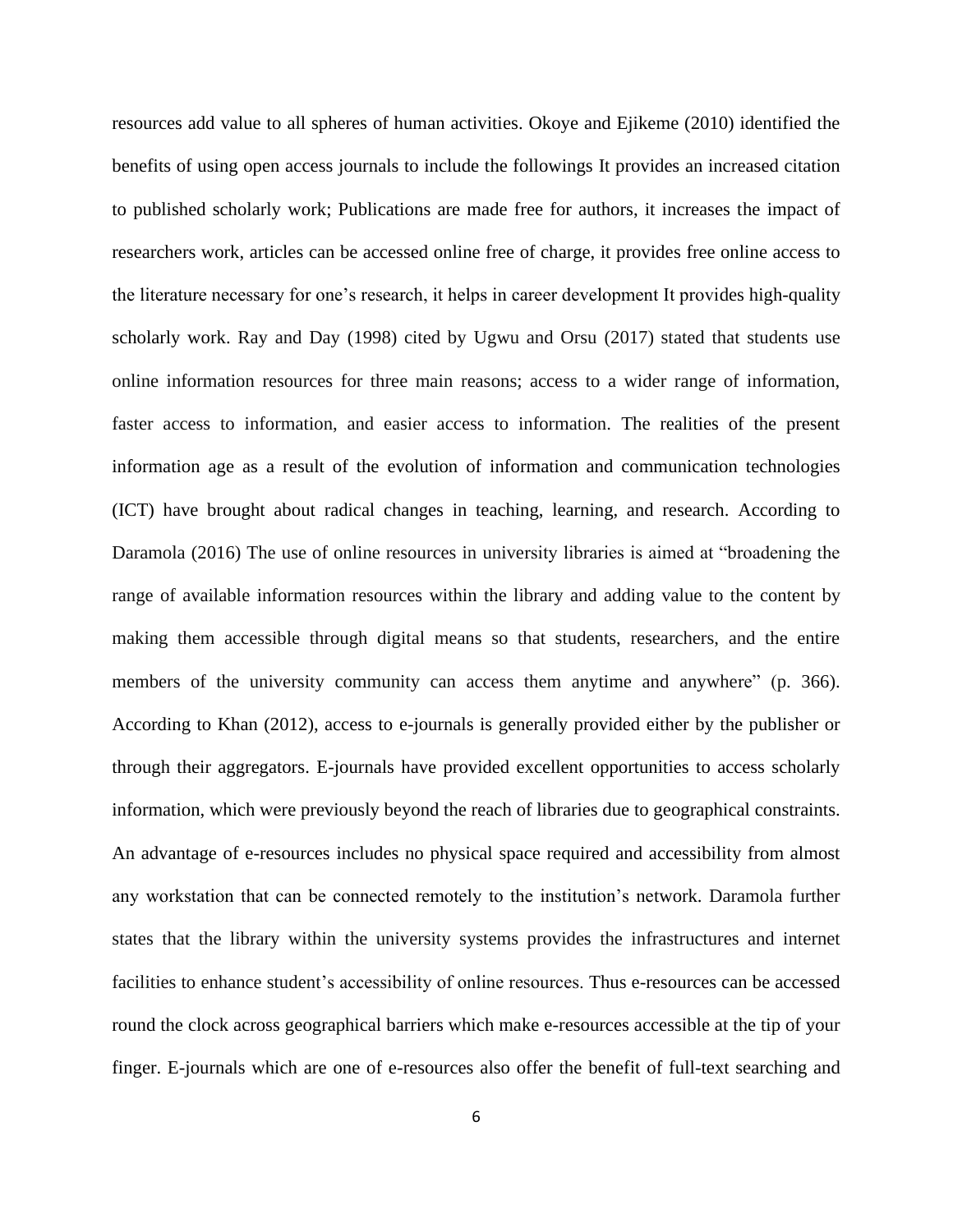resources add value to all spheres of human activities. Okoye and Ejikeme (2010) identified the benefits of using open access journals to include the followings It provides an increased citation to published scholarly work; Publications are made free for authors, it increases the impact of researchers work, articles can be accessed online free of charge, it provides free online access to the literature necessary for one's research, it helps in career development It provides high-quality scholarly work. Ray and Day (1998) cited by Ugwu and Orsu (2017) stated that students use online information resources for three main reasons; access to a wider range of information, faster access to information, and easier access to information. The realities of the present information age as a result of the evolution of information and communication technologies (ICT) have brought about radical changes in teaching, learning, and research. According to Daramola (2016) The use of online resources in university libraries is aimed at "broadening the range of available information resources within the library and adding value to the content by making them accessible through digital means so that students, researchers, and the entire members of the university community can access them anytime and anywhere" (p. 366). According to Khan (2012), access to e-journals is generally provided either by the publisher or through their aggregators. E-journals have provided excellent opportunities to access scholarly information, which were previously beyond the reach of libraries due to geographical constraints. An advantage of e-resources includes no physical space required and accessibility from almost any workstation that can be connected remotely to the institution's network. Daramola further states that the library within the university systems provides the infrastructures and internet facilities to enhance student's accessibility of online resources. Thus e-resources can be accessed round the clock across geographical barriers which make e-resources accessible at the tip of your finger. E-journals which are one of e-resources also offer the benefit of full-text searching and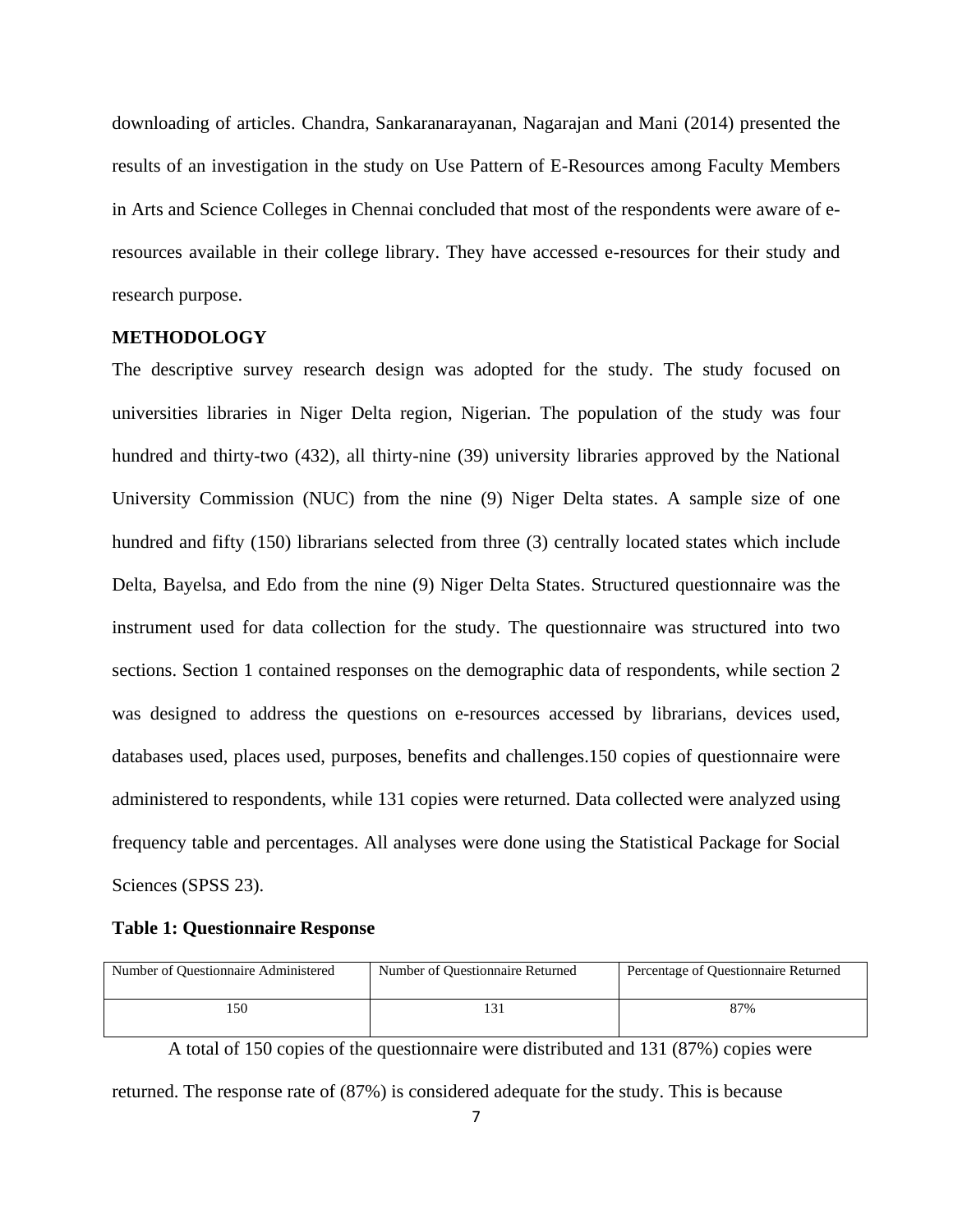downloading of articles. Chandra, Sankaranarayanan, Nagarajan and Mani (2014) presented the results of an investigation in the study on Use Pattern of E-Resources among Faculty Members in Arts and Science Colleges in Chennai concluded that most of the respondents were aware of e-resources available in their college library. They have accessed e-resources for their study and research purpose.

## METHODOLOGY

The descriptive survey research design was adopted for the study. The study focused on universities libraries in Niger Delta region, Nigerian. The population of the study was four hundred and thirty-two (432), all thirty-nine (39) university libraries approved by the National University Commission (NUC) from the nine (9) Niger Delta states. A sample size of one hundred and fifty (150) librarians selected from three (3) centrally located states which include Delta, Bayelsa, and Edo from the nine (9) Niger Delta States. Structured questionnaire was the instrument used for data collection for the study. The questionnaire was structured into two sections. Section 1 contained responses on the demographic data of respondents, while section 2 was designed to address the questions on e-resources accessed by librarians, devices used, databases used, places used, purposes, benefits and challenges.150 copies of questionnaire were administered to respondents, while 131 copies were returned. Data collected were analyzed using frequency table and percentages. All analyses were done using the Statistical Package for Social Sciences (SPSS 23).

**Table 1: Questionnaire Response**

| Number of Questionnaire Administered | Number of Questionnaire Returned | Percentage of Questionnaire Returned |
|---|---|---|
| 150 | 131 | 87% |

A total of 150 copies of the questionnaire were distributed and 131 (87%) copies were returned. The response rate of (87%) is considered adequate for the study. This is because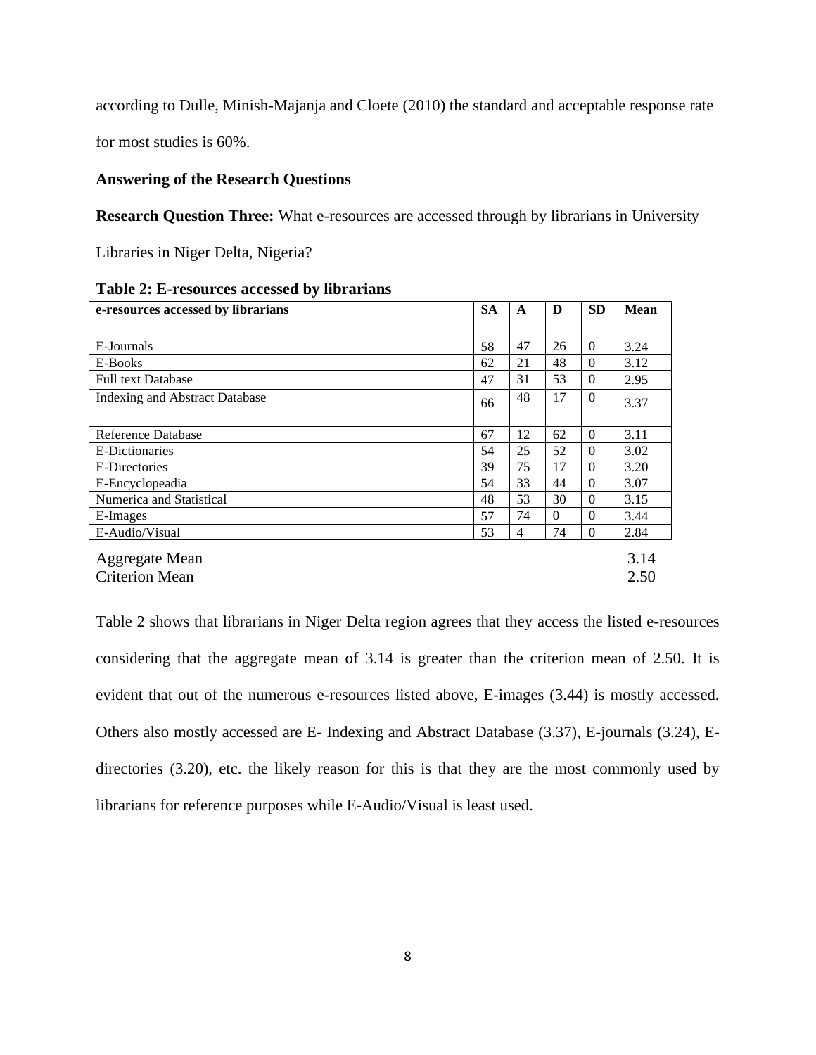according to Dulle, Minish-Majanja and Cloete (2010) the standard and acceptable response rate for most studies is 60%.

**Answering of the Research Questions**

**Research Question Three:** What e-resources are accessed through by librarians in University Libraries in Niger Delta, Nigeria?

**Table 2: E-resources accessed by librarians**

| e-resources accessed by librarians | SA | A | D | SD | Mean |
|---|---|---|---|---|---|
| E-Journals | 58 | 47 | 26 | 0 | 3.24 |
| E-Books | 62 | 21 | 48 | 0 | 3.12 |
| Full text Database | 47 | 31 | 53 | 0 | 2.95 |
| Indexing and Abstract Database | 66 | 48 | 17 | 0 | 3.37 |
| Reference Database | 67 | 12 | 62 | 0 | 3.11 |
| E-Dictionaries | 54 | 25 | 52 | 0 | 3.02 |
| E-Directories | 39 | 75 | 17 | 0 | 3.20 |
| E-Encyclopeadia | 54 | 33 | 44 | 0 | 3.07 |
| Numerica and Statistical | 48 | 53 | 30 | 0 | 3.15 |
| E-Images | 57 | 74 | 0 | 0 | 3.44 |
| E-Audio/Visual | 53 | 4 | 74 | 0 | 2.84 |
| Aggregate Mean | | | | | 3.14 |
| Criterion Mean | | | | | 2.50 |

Table 2 shows that librarians in Niger Delta region agrees that they access the listed e-resources considering that the aggregate mean of 3.14 is greater than the criterion mean of 2.50. It is evident that out of the numerous e-resources listed above, E-images (3.44) is mostly accessed. Others also mostly accessed are E- Indexing and Abstract Database (3.37), E-journals (3.24), E-directories (3.20), etc. the likely reason for this is that they are the most commonly used by librarians for reference purposes while E-Audio/Visual is least used.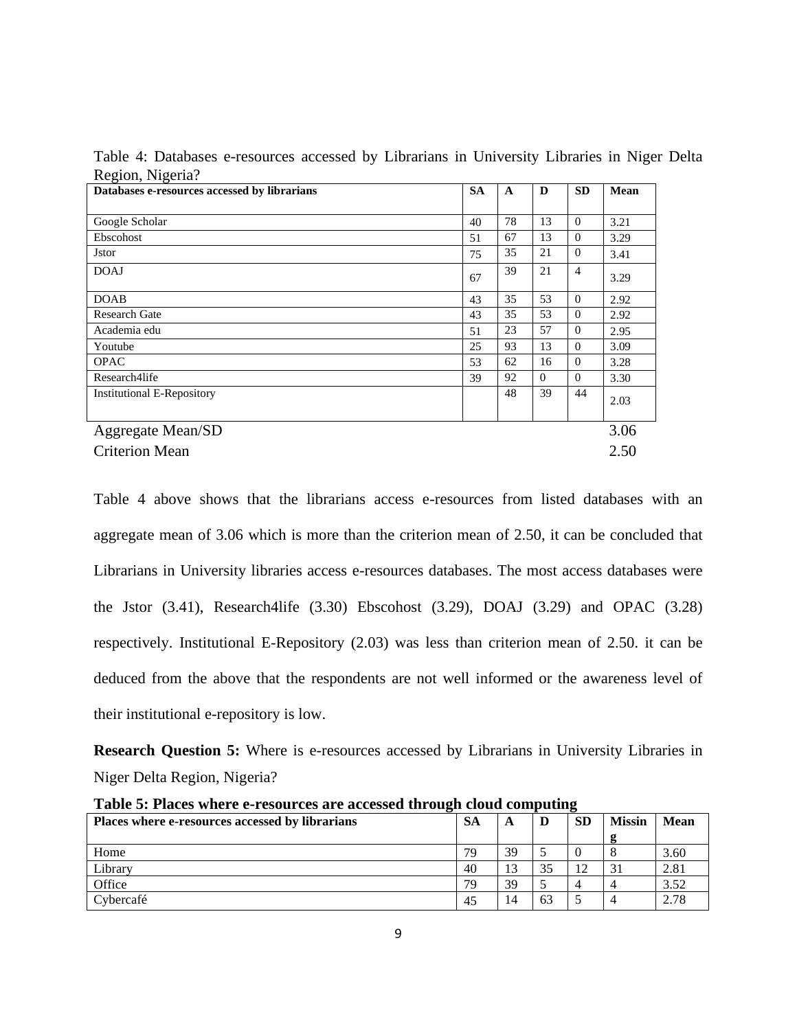Table 4: Databases e-resources accessed by Librarians in University Libraries in Niger Delta Region, Nigeria?

| Databases e-resources accessed by librarians | SA | A | D | SD | Mean |
|---|---|---|---|---|---|
| Google Scholar | 40 | 78 | 13 | 0 | 3.21 |
| Ebscohost | 51 | 67 | 13 | 0 | 3.29 |
| Jstor | 75 | 35 | 21 | 0 | 3.41 |
| DOAJ | 67 | 39 | 21 | 4 | 3.29 |
| DOAB | 43 | 35 | 53 | 0 | 2.92 |
| Research Gate | 43 | 35 | 53 | 0 | 2.92 |
| Academia edu | 51 | 23 | 57 | 0 | 2.95 |
| Youtube | 25 | 93 | 13 | 0 | 3.09 |
| OPAC | 53 | 62 | 16 | 0 | 3.28 |
| Research4life | 39 | 92 | 0 | 0 | 3.30 |
| Institutional E-Repository | | 48 | 39 | 44 | 2.03 |
| Aggregate Mean/SD | | | | | 3.06 |
| Criterion Mean | | | | | 2.50 |

Table 4 above shows that the librarians access e-resources from listed databases with an aggregate mean of 3.06 which is more than the criterion mean of 2.50, it can be concluded that Librarians in University libraries access e-resources databases. The most access databases were the Jstor (3.41), Research4life (3.30) Ebscohost (3.29), DOAJ (3.29) and OPAC (3.28) respectively. Institutional E-Repository (2.03) was less than criterion mean of 2.50. it can be deduced from the above that the respondents are not well informed or the awareness level of their institutional e-repository is low.

**Research Question 5:** Where is e-resources accessed by Librarians in University Libraries in Niger Delta Region, Nigeria?

**Table 5: Places where e-resources are accessed through cloud computing**

| Places where e-resources accessed by librarians | SA | A | D | SD | Missing | Mean |
|---|---|---|---|---|---|---|
| Home | 79 | 39 | 5 | 0 | 8 | 3.60 |
| Library | 40 | 13 | 35 | 12 | 31 | 2.81 |
| Office | 79 | 39 | 5 | 4 | 4 | 3.52 |
| Cybercafé | 45 | 14 | 63 | 5 | 4 | 2.78 |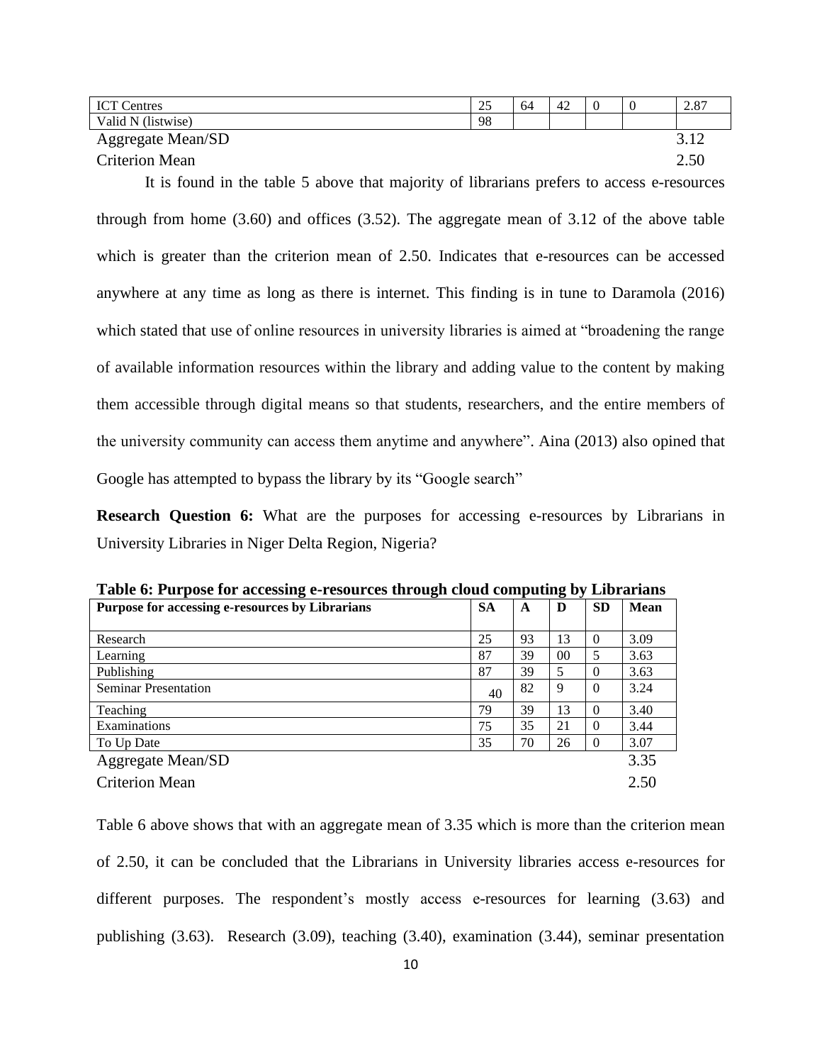| ICT Centres | 25 | 64 | 42 | 0 | 0 | 2.87 |
|---|---|---|---|---|---|---|
| Valid N (listwise) | 98 | | | | | |
| Aggregate Mean/SD | | | | | | 3.12 |
| Criterion Mean | | | | | | 2.50 |

It is found in the table 5 above that majority of librarians prefers to access e-resources through from home (3.60) and offices (3.52). The aggregate mean of 3.12 of the above table which is greater than the criterion mean of 2.50. Indicates that e-resources can be accessed anywhere at any time as long as there is internet. This finding is in tune to Daramola (2016) which stated that use of online resources in university libraries is aimed at "broadening the range of available information resources within the library and adding value to the content by making them accessible through digital means so that students, researchers, and the entire members of the university community can access them anytime and anywhere". Aina (2013) also opined that Google has attempted to bypass the library by its "Google search"

**Research Question 6:** What are the purposes for accessing e-resources by Librarians in University Libraries in Niger Delta Region, Nigeria?

**Table 6: Purpose for accessing e-resources through cloud computing by Librarians**

| Purpose for accessing e-resources by Librarians | SA | A | D | SD | Mean |
|---|---|---|---|---|---|
| Research | 25 | 93 | 13 | 0 | 3.09 |
| Learning | 87 | 39 | 00 | 5 | 3.63 |
| Publishing | 87 | 39 | 5 | 0 | 3.63 |
| Seminar Presentation | 40 | 82 | 9 | 0 | 3.24 |
| Teaching | 79 | 39 | 13 | 0 | 3.40 |
| Examinations | 75 | 35 | 21 | 0 | 3.44 |
| To Up Date | 35 | 70 | 26 | 0 | 3.07 |
| Aggregate Mean/SD | | | | | 3.35 |
| Criterion Mean | | | | | 2.50 |

Table 6 above shows that with an aggregate mean of 3.35 which is more than the criterion mean of 2.50, it can be concluded that the Librarians in University libraries access e-resources for different purposes. The respondent's mostly access e-resources for learning (3.63) and publishing (3.63). Research (3.09), teaching (3.40), examination (3.44), seminar presentation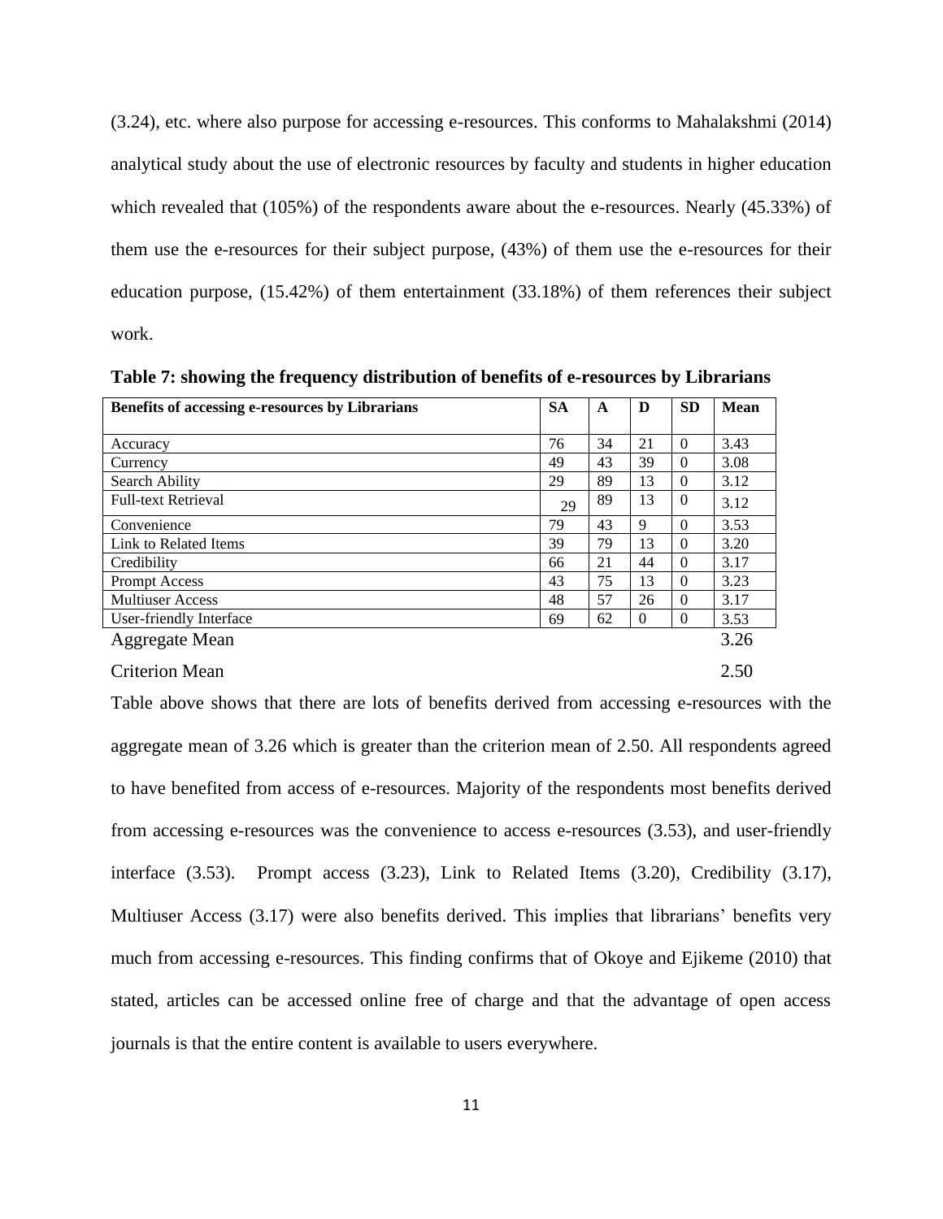(3.24), etc. where also purpose for accessing e-resources. This conforms to Mahalakshmi (2014) analytical study about the use of electronic resources by faculty and students in higher education which revealed that (105%) of the respondents aware about the e-resources. Nearly (45.33%) of them use the e-resources for their subject purpose, (43%) of them use the e-resources for their education purpose, (15.42%) of them entertainment (33.18%) of them references their subject work.

**Table 7: showing the frequency distribution of benefits of e-resources by Librarians**

| Benefits of accessing e-resources by Librarians | SA | A | D | SD | Mean |
|---|---|---|---|---|---|
| Accuracy | 76 | 34 | 21 | 0 | 3.43 |
| Currency | 49 | 43 | 39 | 0 | 3.08 |
| Search Ability | 29 | 89 | 13 | 0 | 3.12 |
| Full-text Retrieval | 29 | 89 | 13 | 0 | 3.12 |
| Convenience | 79 | 43 | 9 | 0 | 3.53 |
| Link to Related Items | 39 | 79 | 13 | 0 | 3.20 |
| Credibility | 66 | 21 | 44 | 0 | 3.17 |
| Prompt Access | 43 | 75 | 13 | 0 | 3.23 |
| Multiuser Access | 48 | 57 | 26 | 0 | 3.17 |
| User-friendly Interface | 69 | 62 | 0 | 0 | 3.53 |
| Aggregate Mean | | | | | 3.26 |
| Criterion Mean | | | | | 2.50 |

Table above shows that there are lots of benefits derived from accessing e-resources with the aggregate mean of 3.26 which is greater than the criterion mean of 2.50. All respondents agreed to have benefited from access of e-resources. Majority of the respondents most benefits derived from accessing e-resources was the convenience to access e-resources (3.53), and user-friendly interface (3.53). Prompt access (3.23), Link to Related Items (3.20), Credibility (3.17), Multiuser Access (3.17) were also benefits derived. This implies that librarians' benefits very much from accessing e-resources. This finding confirms that of Okoye and Ejikeme (2010) that stated, articles can be accessed online free of charge and that the advantage of open access journals is that the entire content is available to users everywhere.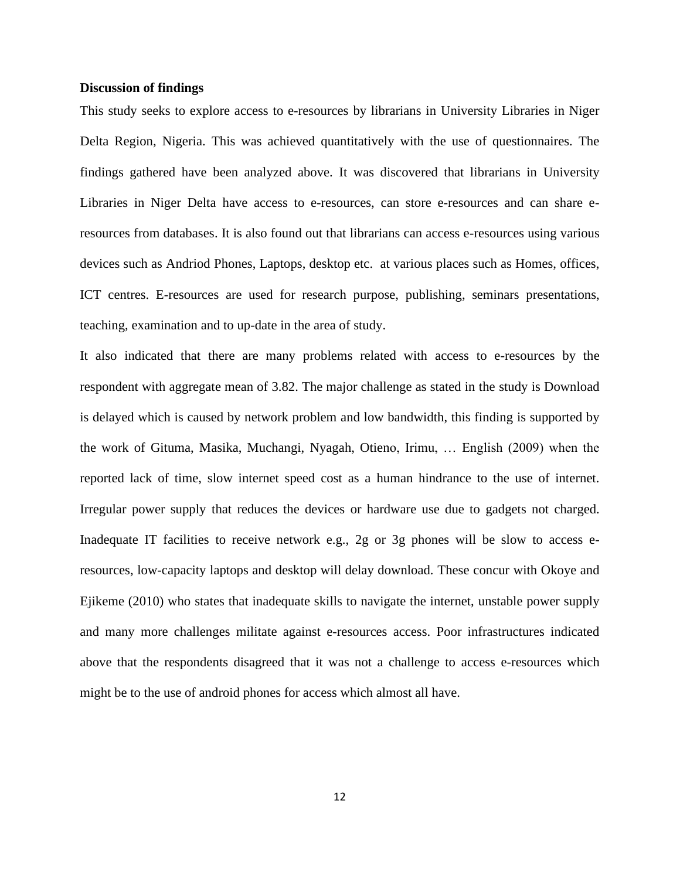**Discussion of findings**

This study seeks to explore access to e-resources by librarians in University Libraries in Niger Delta Region, Nigeria. This was achieved quantitatively with the use of questionnaires. The findings gathered have been analyzed above. It was discovered that librarians in University Libraries in Niger Delta have access to e-resources, can store e-resources and can share e-resources from databases. It is also found out that librarians can access e-resources using various devices such as Andriod Phones, Laptops, desktop etc. at various places such as Homes, offices, ICT centres. E-resources are used for research purpose, publishing, seminars presentations, teaching, examination and to up-date in the area of study.

It also indicated that there are many problems related with access to e-resources by the respondent with aggregate mean of 3.82. The major challenge as stated in the study is Download is delayed which is caused by network problem and low bandwidth, this finding is supported by the work of Gituma, Masika, Muchangi, Nyagah, Otieno, Irimu, … English (2009) when the reported lack of time, slow internet speed cost as a human hindrance to the use of internet. Irregular power supply that reduces the devices or hardware use due to gadgets not charged. Inadequate IT facilities to receive network e.g., 2g or 3g phones will be slow to access e-resources, low-capacity laptops and desktop will delay download. These concur with Okoye and Ejikeme (2010) who states that inadequate skills to navigate the internet, unstable power supply and many more challenges militate against e-resources access. Poor infrastructures indicated above that the respondents disagreed that it was not a challenge to access e-resources which might be to the use of android phones for access which almost all have.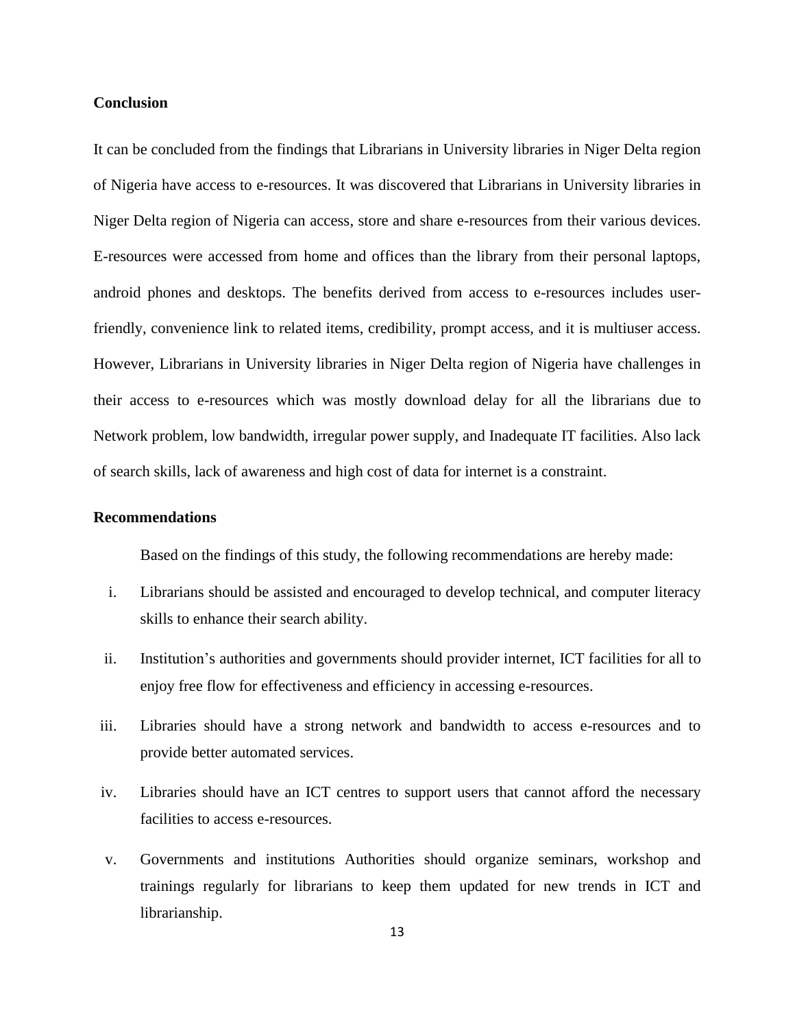**Conclusion**

It can be concluded from the findings that Librarians in University libraries in Niger Delta region of Nigeria have access to e-resources. It was discovered that Librarians in University libraries in Niger Delta region of Nigeria can access, store and share e-resources from their various devices. E-resources were accessed from home and offices than the library from their personal laptops, android phones and desktops. The benefits derived from access to e-resources includes user-friendly, convenience link to related items, credibility, prompt access, and it is multiuser access. However, Librarians in University libraries in Niger Delta region of Nigeria have challenges in their access to e-resources which was mostly download delay for all the librarians due to Network problem, low bandwidth, irregular power supply, and Inadequate IT facilities. Also lack of search skills, lack of awareness and high cost of data for internet is a constraint.

**Recommendations**

Based on the findings of this study, the following recommendations are hereby made:

i. Librarians should be assisted and encouraged to develop technical, and computer literacy skills to enhance their search ability.

ii. Institution's authorities and governments should provider internet, ICT facilities for all to enjoy free flow for effectiveness and efficiency in accessing e-resources.

iii. Libraries should have a strong network and bandwidth to access e-resources and to provide better automated services.

iv. Libraries should have an ICT centres to support users that cannot afford the necessary facilities to access e-resources.

v. Governments and institutions Authorities should organize seminars, workshop and trainings regularly for librarians to keep them updated for new trends in ICT and librarianship.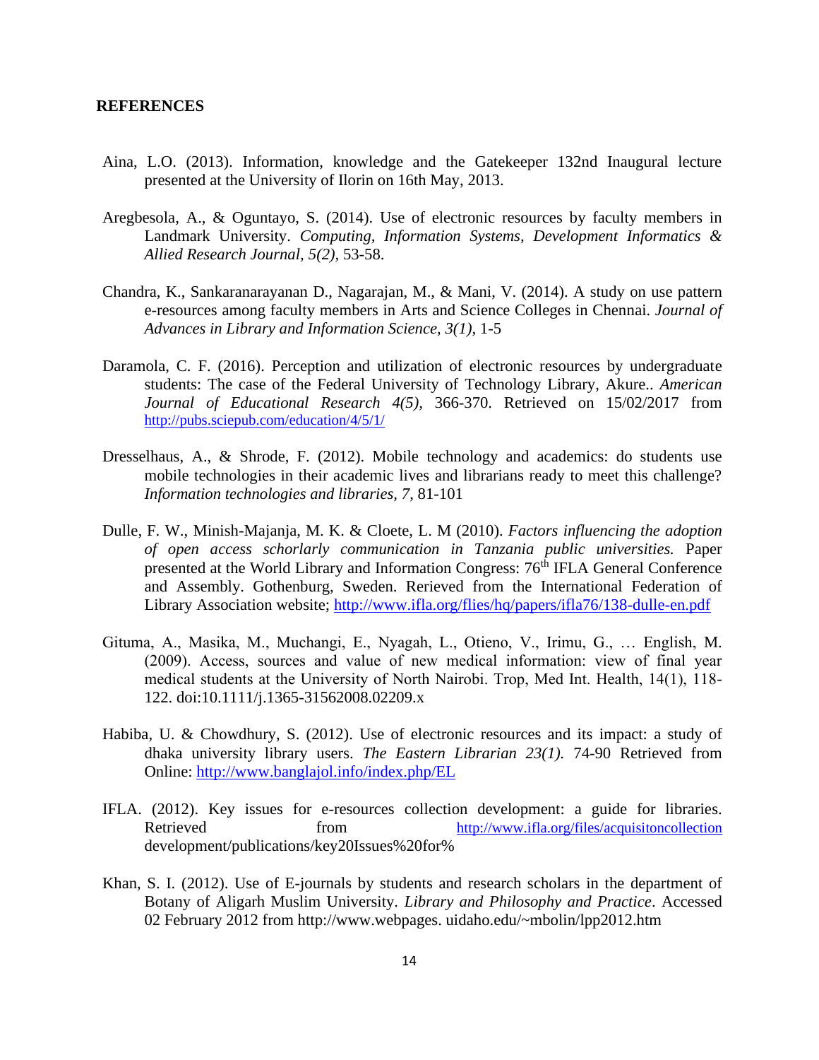**REFERENCES**

Aina, L.O. (2013). Information, knowledge and the Gatekeeper 132nd Inaugural lecture presented at the University of Ilorin on 16th May, 2013.

Aregbesola, A., & Oguntayo, S. (2014). Use of electronic resources by faculty members in Landmark University. *Computing, Information Systems, Development Informatics & Allied Research Journal, 5(2),* 53-58.

Chandra, K., Sankaranarayanan D., Nagarajan, M., & Mani, V. (2014). A study on use pattern e-resources among faculty members in Arts and Science Colleges in Chennai. *Journal of Advances in Library and Information Science, 3(1),* 1-5

Daramola, C. F. (2016). Perception and utilization of electronic resources by undergraduate students: The case of the Federal University of Technology Library, Akure.. *American Journal of Educational Research 4(5),* 366-370. Retrieved on 15/02/2017 from http://pubs.sciepub.com/education/4/5/1/

Dresselhaus, A., & Shrode, F. (2012). Mobile technology and academics: do students use mobile technologies in their academic lives and librarians ready to meet this challenge? *Information technologies and libraries, 7,* 81-101

Dulle, F. W., Minish-Majanja, M. K. & Cloete, L. M (2010). *Factors influencing the adoption of open access schorlarly communication in Tanzania public universities.* Paper presented at the World Library and Information Congress: 76th IFLA General Conference and Assembly. Gothenburg, Sweden. Rerieved from the International Federation of Library Association website; http://www.ifla.org/flies/hq/papers/ifla76/138-dulle-en.pdf

Krituma, A., Masika, M., Muchangi, E., Nyagah, L., Otieno, V., Irimu, G., … English, M. (2009). Access, sources and value of new medical information: view of final year medical students at the University of North Nairobi. Trop, Med Int. Health, 14(1), 118-122. doi:10.1111/j.1365-31562008.02209.x

Habiba, U. & Chowdhury, S. (2012). Use of electronic resources and its impact: a study of dhaka university library users. *The Eastern Librarian 23(1).* 74-90 Retrieved from Online: http://www.banglajol.info/index.php/EL

IFLA. (2012). Key issues for e-resources collection development: a guide for libraries. Retrieved from http://www.ifla.org/files/acquisitoncollection development/publications/key20Issues%20for%

Khan, S. I. (2012). Use of E-journals by students and research scholars in the department of Botany of Aligarh Muslim University. *Library and Philosophy and Practice*. Accessed 02 February 2012 from http://www.webpages. uidaho.edu/~mbolin/lpp2012.htm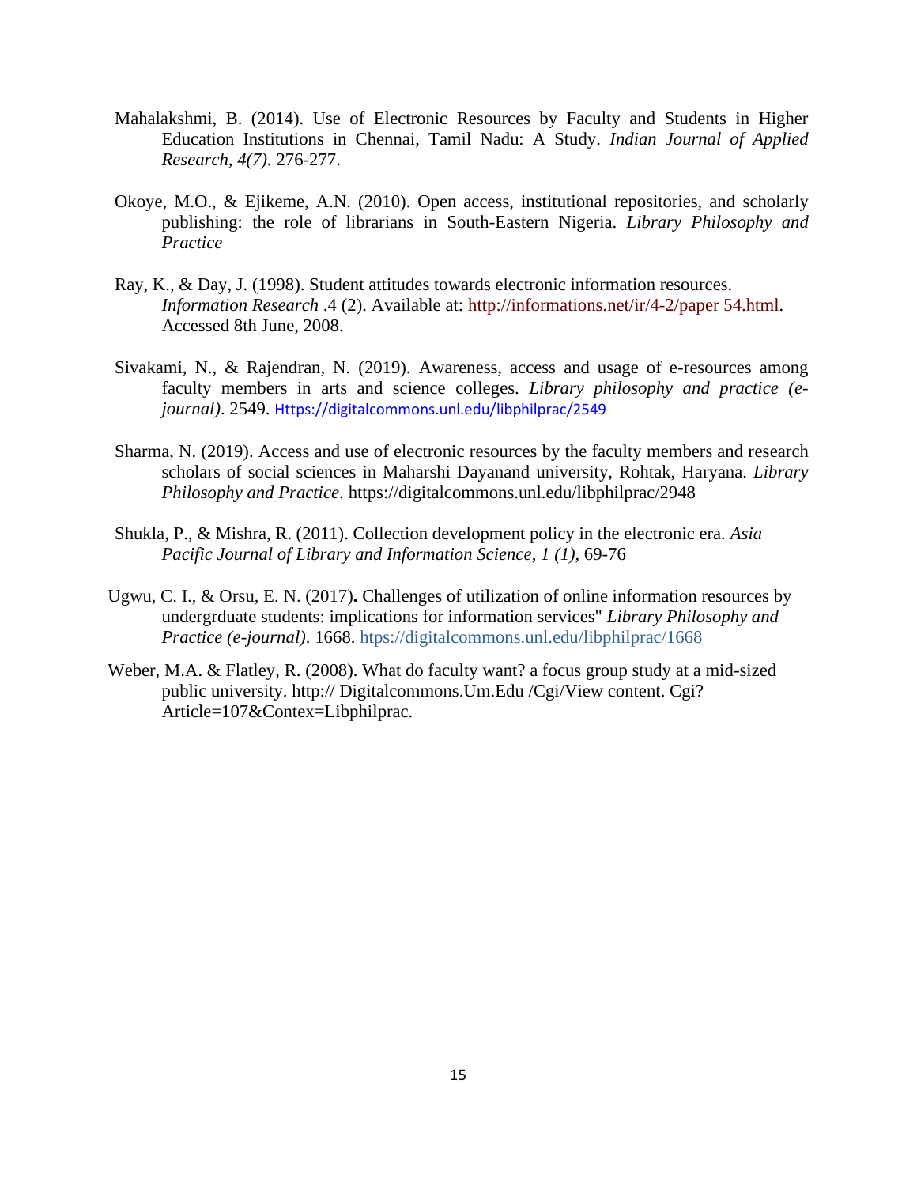Mahalakshmi, B. (2014). Use of Electronic Resources by Faculty and Students in Higher Education Institutions in Chennai, Tamil Nadu: A Study. *Indian Journal of Applied Research, 4(7).* 276-277.

Okoye, M.O., & Ejikeme, A.N. (2010). Open access, institutional repositories, and scholarly publishing: the role of librarians in South-Eastern Nigeria. *Library Philosophy and Practice*

Ray, K., & Day, J. (1998). Student attitudes towards electronic information resources. *Information Research* .4 (2). Available at: http://informations.net/ir/4-2/paper 54.html. Accessed 8th June, 2008.

Sivakami, N., & Rajendran, N. (2019). Awareness, access and usage of e-resources among faculty members in arts and science colleges. *Library philosophy and practice (e-journal)*. 2549. Https://digitalcommons.unl.edu/libphilprac/2549

Sharma, N. (2019). Access and use of electronic resources by the faculty members and research scholars of social sciences in Maharshi Dayanand university, Rohtak, Haryana. *Library Philosophy and Practice*. https://digitalcommons.unl.edu/libphilprac/2948

Shukla, P., & Mishra, R. (2011). Collection development policy in the electronic era. *Asia Pacific Journal of Library and Information Science*, *1 (1)*, 69-76

Ugwu, C. I., & Orsu, E. N. (2017)**.** Challenges of utilization of online information resources by undergrduate students: implications for information services" *Library Philosophy and Practice (e-journal)*. 1668. htps://digitalcommons.unl.edu/libphilprac/1668

Weber, M.A. & Flatley, R. (2008). What do faculty want? a focus group study at a mid-sized public university. http:// Digitalcommons.Um.Edu /Cgi/View content. Cgi? Article=107&Contex=Libphilprac.